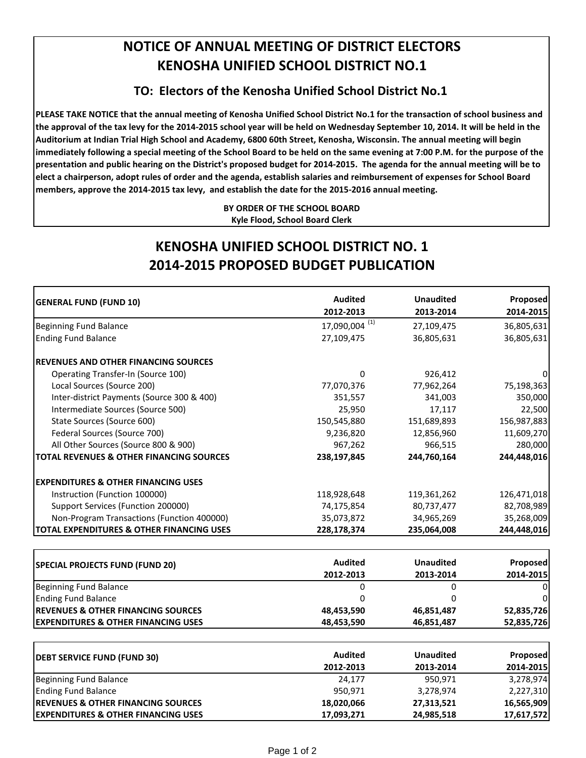# NOTICE OF ANNUAL MEETING OF DISTRICT ELECTORS
# KENOSHA UNIFIED SCHOOL DISTRICT NO.1

## TO: Electors of the Kenosha Unified School District No.1

**PLEASE TAKE NOTICE that the annual meeting of Kenosha Unified School District No.1 for the transaction of school business and the approval of the tax levy for the 2014-2015 school year will be held on Wednesday September 10, 2014. It will be held in the Auditorium at Indian Trial High School and Academy, 6800 60th Street, Kenosha, Wisconsin. The annual meeting will begin immediately following a special meeting of the School Board to be held on the same evening at 7:00 P.M. for the purpose of the presentation and public hearing on the District's proposed budget for 2014-2015. The agenda for the annual meeting will be to elect a chairperson, adopt rules of order and the agenda, establish salaries and reimbursement of expenses for School Board members, approve the 2014-2015 tax levy, and establish the date for the 2015-2016 annual meeting.**

**BY ORDER OF THE SCHOOL BOARD**
**Kyle Flood, School Board Clerk**

# KENOSHA UNIFIED SCHOOL DISTRICT NO. 1
# 2014-2015 PROPOSED BUDGET PUBLICATION

| GENERAL FUND (FUND 10) | Audited 2012-2013 | Unaudited 2013-2014 | Proposed 2014-2015 |
|---|---|---|---|
| Beginning Fund Balance | 17,090,004 [1] | 27,109,475 | 36,805,631 |
| Ending Fund Balance | 27,109,475 | 36,805,631 | 36,805,631 |
| **REVENUES AND OTHER FINANCING SOURCES** | | | |
| Operating Transfer-In (Source 100) | 0 | 926,412 | 0 |
| Local Sources (Source 200) | 77,070,376 | 77,962,264 | 75,198,363 |
| Inter-district Payments (Source 300 & 400) | 351,557 | 341,003 | 350,000 |
| Intermediate Sources (Source 500) | 25,950 | 17,117 | 22,500 |
| State Sources (Source 600) | 150,545,880 | 151,689,893 | 156,987,883 |
| Federal Sources (Source 700) | 9,236,820 | 12,856,960 | 11,609,270 |
| All Other Sources (Source 800 & 900) | 967,262 | 966,515 | 280,000 |
| **TOTAL REVENUES & OTHER FINANCING SOURCES** | **238,197,845** | **244,760,164** | **244,448,016** |
| **EXPENDITURES & OTHER FINANCING USES** | | | |
| Instruction (Function 100000) | 118,928,648 | 119,361,262 | 126,471,018 |
| Support Services (Function 200000) | 74,175,854 | 80,737,477 | 82,708,989 |
| Non-Program Transactions (Function 400000) | 35,073,872 | 34,965,269 | 35,268,009 |
| **TOTAL EXPENDITURES & OTHER FINANCING USES** | **228,178,374** | **235,064,008** | **244,448,016** |

| SPECIAL PROJECTS FUND (FUND 20) | Audited 2012-2013 | Unaudited 2013-2014 | Proposed 2014-2015 |
|---|---|---|---|
| Beginning Fund Balance | 0 | 0 | 0 |
| Ending Fund Balance | 0 | 0 | 0 |
| **REVENUES & OTHER FINANCING SOURCES** | **48,453,590** | **46,851,487** | **52,835,726** |
| **EXPENDITURES & OTHER FINANCING USES** | **48,453,590** | **46,851,487** | **52,835,726** |

| DEBT SERVICE FUND (FUND 30) | Audited 2012-2013 | Unaudited 2013-2014 | Proposed 2014-2015 |
|---|---|---|---|
| Beginning Fund Balance | 24,177 | 950,971 | 3,278,974 |
| Ending Fund Balance | 950,971 | 3,278,974 | 2,227,310 |
| **REVENUES & OTHER FINANCING SOURCES** | **18,020,066** | **27,313,521** | **16,565,909** |
| **EXPENDITURES & OTHER FINANCING USES** | **17,093,271** | **24,985,518** | **17,617,572** |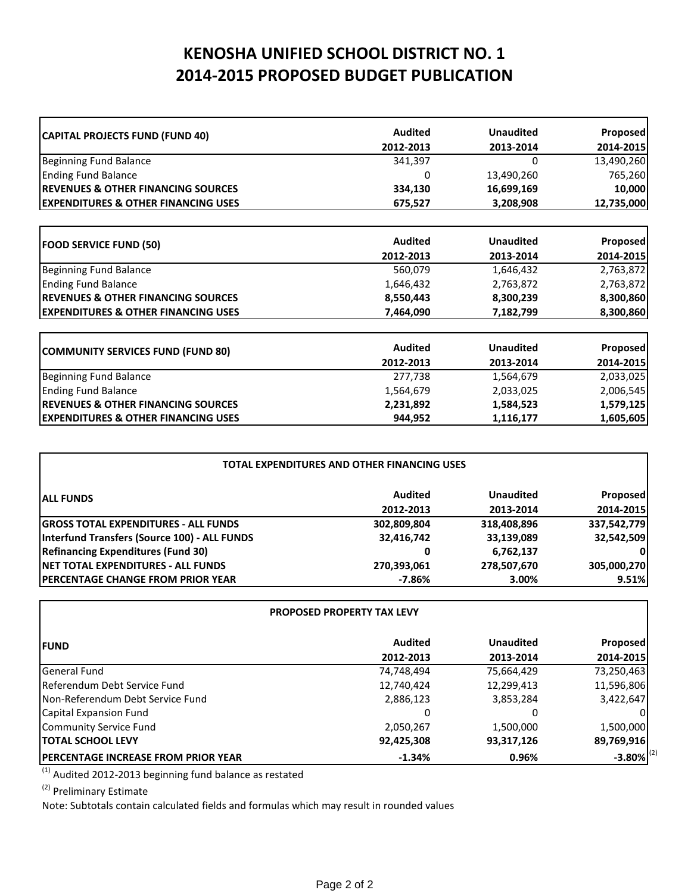# KENOSHA UNIFIED SCHOOL DISTRICT NO. 1
# 2014-2015 PROPOSED BUDGET PUBLICATION

| CAPITAL PROJECTS FUND (FUND 40) | Audited 2012-2013 | Unaudited 2013-2014 | Proposed 2014-2015 |
|---|---|---|---|
| Beginning Fund Balance | 341,397 | 0 | 13,490,260 |
| Ending Fund Balance | 0 | 13,490,260 | 765,260 |
| **REVENUES & OTHER FINANCING SOURCES** | **334,130** | **16,699,169** | **10,000** |
| **EXPENDITURES & OTHER FINANCING USES** | **675,527** | **3,208,908** | **12,735,000** |

| FOOD SERVICE FUND (50) | Audited 2012-2013 | Unaudited 2013-2014 | Proposed 2014-2015 |
|---|---|---|---|
| Beginning Fund Balance | 560,079 | 1,646,432 | 2,763,872 |
| Ending Fund Balance | 1,646,432 | 2,763,872 | 2,763,872 |
| **REVENUES & OTHER FINANCING SOURCES** | **8,550,443** | **8,300,239** | **8,300,860** |
| **EXPENDITURES & OTHER FINANCING USES** | **7,464,090** | **7,182,799** | **8,300,860** |

| COMMUNITY SERVICES FUND (FUND 80) | Audited 2012-2013 | Unaudited 2013-2014 | Proposed 2014-2015 |
|---|---|---|---|
| Beginning Fund Balance | 277,738 | 1,564,679 | 2,033,025 |
| Ending Fund Balance | 1,564,679 | 2,033,025 | 2,006,545 |
| **REVENUES & OTHER FINANCING SOURCES** | **2,231,892** | **1,584,523** | **1,579,125** |
| **EXPENDITURES & OTHER FINANCING USES** | **944,952** | **1,116,177** | **1,605,605** |

**TOTAL EXPENDITURES AND OTHER FINANCING USES**

| ALL FUNDS | Audited 2012-2013 | Unaudited 2013-2014 | Proposed 2014-2015 |
|---|---|---|---|
| **GROSS TOTAL EXPENDITURES - ALL FUNDS** | **302,809,804** | **318,408,896** | **337,542,779** |
| **Interfund Transfers (Source 100) - ALL FUNDS** | **32,416,742** | **33,139,089** | **32,542,509** |
| **Refinancing Expenditures (Fund 30)** | **0** | **6,762,137** | **0** |
| **NET TOTAL EXPENDITURES - ALL FUNDS** | **270,393,061** | **278,507,670** | **305,000,270** |
| **PERCENTAGE CHANGE FROM PRIOR YEAR** | **-7.86%** | **3.00%** | **9.51%** |

**PROPOSED PROPERTY TAX LEVY**

| FUND | Audited 2012-2013 | Unaudited 2013-2014 | Proposed 2014-2015 |
|---|---|---|---|
| General Fund | 74,748,494 | 75,664,429 | 73,250,463 |
| Referendum Debt Service Fund | 12,740,424 | 12,299,413 | 11,596,806 |
| Non-Referendum Debt Service Fund | 2,886,123 | 3,853,284 | 3,422,647 |
| Capital Expansion Fund | 0 | 0 | 0 |
| Community Service Fund | 2,050,267 | 1,500,000 | 1,500,000 |
| **TOTAL SCHOOL LEVY** | **92,425,308** | **93,317,126** | **89,769,916** |
| **PERCENTAGE INCREASE FROM PRIOR YEAR** | **-1.34%** | **0.96%** | **-3.80%** [2] |

[1] Audited 2012-2013 beginning fund balance as restated

[2] Preliminary Estimate

Note: Subtotals contain calculated fields and formulas which may result in rounded values